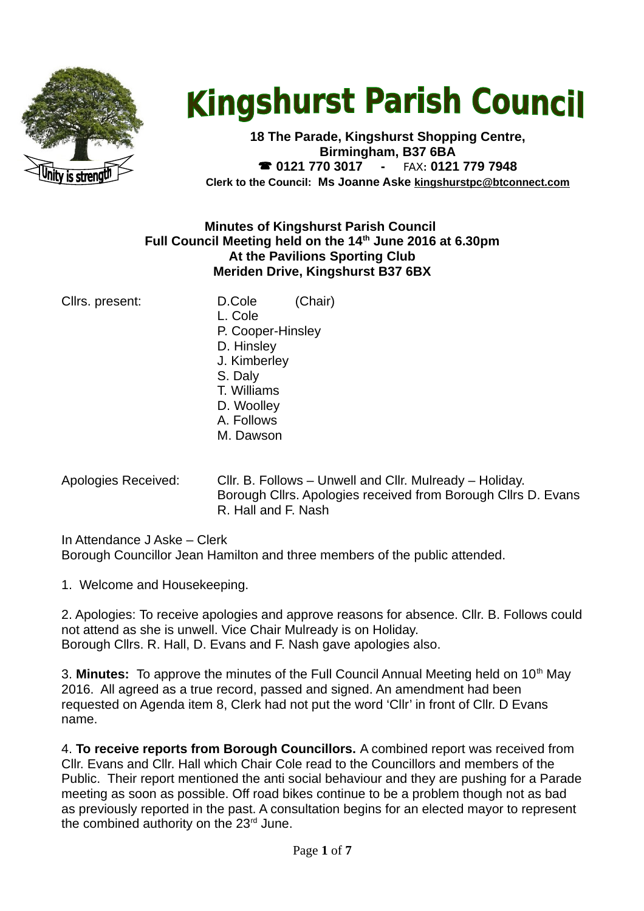# Kingshurst Parish Council

**18 The Parade, Kingshurst Shopping Centre,**
**Birmingham, B37 6BA**
**☎ 0121 770 3017 - FAX: 0121 779 7948**
**Clerk to the Council: Ms Joanne Aske kingshurstpc@btconnect.com**

**Minutes of Kingshurst Parish Council**
**Full Council Meeting held on the 14th June 2016 at 6.30pm**
**At the Pavilions Sporting Club**
**Meriden Drive, Kingshurst B37 6BX**

Cllrs. present: D.Cole (Chair)
L. Cole
P. Cooper-Hinsley
D. Hinsley
J. Kimberley
S. Daly
T. Williams
D. Woolley
A. Follows
M. Dawson

Apologies Received: Cllr. B. Follows – Unwell and Cllr. Mulready – Holiday.
Borough Cllrs. Apologies received from Borough Cllrs D. Evans R. Hall and F. Nash

In Attendance J Aske – Clerk
Borough Councillor Jean Hamilton and three members of the public attended.

1. Welcome and Housekeeping.

2. Apologies: To receive apologies and approve reasons for absence. Cllr. B. Follows could not attend as she is unwell. Vice Chair Mulready is on Holiday.
Borough Cllrs. R. Hall, D. Evans and F. Nash gave apologies also.

3. **Minutes:** To approve the minutes of the Full Council Annual Meeting held on 10th May 2016. All agreed as a true record, passed and signed. An amendment had been requested on Agenda item 8, Clerk had not put the word 'Cllr' in front of Cllr. D Evans name.

4. **To receive reports from Borough Councillors.** A combined report was received from Cllr. Evans and Cllr. Hall which Chair Cole read to the Councillors and members of the Public. Their report mentioned the anti social behaviour and they are pushing for a Parade meeting as soon as possible. Off road bikes continue to be a problem though not as bad as previously reported in the past. A consultation begins for an elected mayor to represent the combined authority on the 23rd June.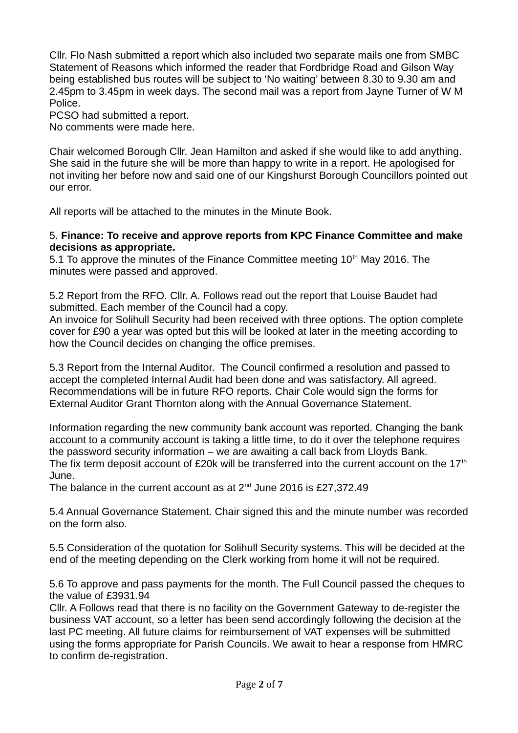Cllr. Flo Nash submitted a report which also included two separate mails one from SMBC Statement of Reasons which informed the reader that Fordbridge Road and Gilson Way being established bus routes will be subject to ‘No waiting’ between 8.30 to 9.30 am and 2.45pm to 3.45pm in week days. The second mail was a report from Jayne Turner of W M Police.
PCSO had submitted a report.
No comments were made here.

Chair welcomed Borough Cllr. Jean Hamilton and asked if she would like to add anything. She said in the future she will be more than happy to write in a report. He apologised for not inviting her before now and said one of our Kingshurst Borough Councillors pointed out our error.

All reports will be attached to the minutes in the Minute Book.

5. **Finance: To receive and approve reports from KPC Finance Committee and make decisions as appropriate.**
5.1 To approve the minutes of the Finance Committee meeting 10th May 2016. The minutes were passed and approved.

5.2 Report from the RFO. Cllr. A. Follows read out the report that Louise Baudet had submitted. Each member of the Council had a copy.
An invoice for Solihull Security had been received with three options. The option complete cover for £90 a year was opted but this will be looked at later in the meeting according to how the Council decides on changing the office premises.

5.3 Report from the Internal Auditor. The Council confirmed a resolution and passed to accept the completed Internal Audit had been done and was satisfactory. All agreed. Recommendations will be in future RFO reports. Chair Cole would sign the forms for External Auditor Grant Thornton along with the Annual Governance Statement.

Information regarding the new community bank account was reported. Changing the bank account to a community account is taking a little time, to do it over the telephone requires the password security information – we are awaiting a call back from Lloyds Bank.
The fix term deposit account of £20k will be transferred into the current account on the 17th June.
The balance in the current account as at 2nd June 2016 is £27,372.49

5.4 Annual Governance Statement. Chair signed this and the minute number was recorded on the form also.

5.5 Consideration of the quotation for Solihull Security systems. This will be decided at the end of the meeting depending on the Clerk working from home it will not be required.

5.6 To approve and pass payments for the month. The Full Council passed the cheques to the value of £3931.94
Cllr. A Follows read that there is no facility on the Government Gateway to de-register the business VAT account, so a letter has been send accordingly following the decision at the last PC meeting. All future claims for reimbursement of VAT expenses will be submitted using the forms appropriate for Parish Councils. We await to hear a response from HMRC to confirm de-registration.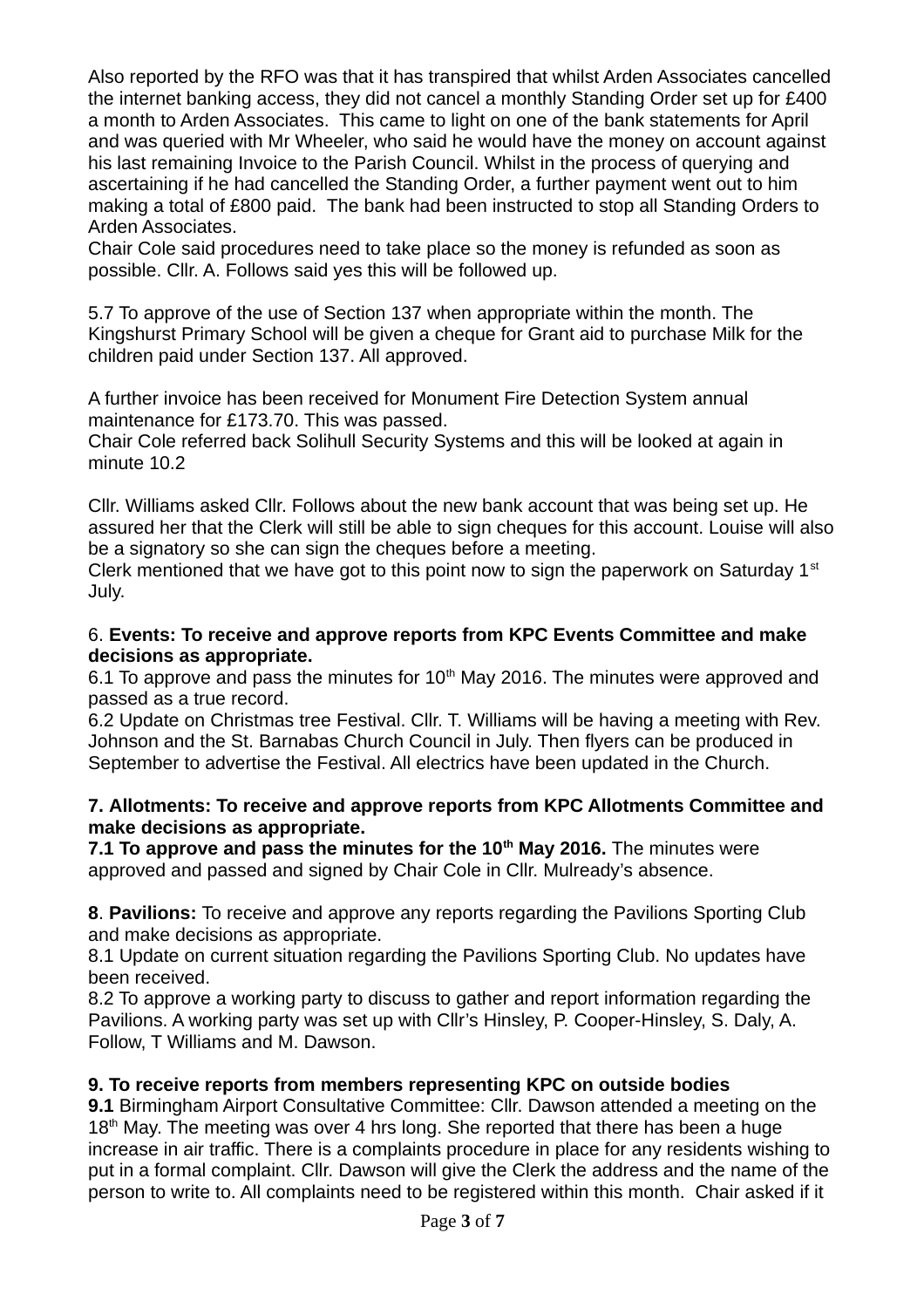Also reported by the RFO was that it has transpired that whilst Arden Associates cancelled the internet banking access, they did not cancel a monthly Standing Order set up for £400 a month to Arden Associates. This came to light on one of the bank statements for April and was queried with Mr Wheeler, who said he would have the money on account against his last remaining Invoice to the Parish Council. Whilst in the process of querying and ascertaining if he had cancelled the Standing Order, a further payment went out to him making a total of £800 paid. The bank had been instructed to stop all Standing Orders to Arden Associates.
Chair Cole said procedures need to take place so the money is refunded as soon as possible. Cllr. A. Follows said yes this will be followed up.

5.7 To approve of the use of Section 137 when appropriate within the month. The Kingshurst Primary School will be given a cheque for Grant aid to purchase Milk for the children paid under Section 137. All approved.

A further invoice has been received for Monument Fire Detection System annual maintenance for £173.70. This was passed.
Chair Cole referred back Solihull Security Systems and this will be looked at again in minute 10.2

Cllr. Williams asked Cllr. Follows about the new bank account that was being set up. He assured her that the Clerk will still be able to sign cheques for this account. Louise will also be a signatory so she can sign the cheques before a meeting.
Clerk mentioned that we have got to this point now to sign the paperwork on Saturday 1st July.

6. **Events: To receive and approve reports from KPC Events Committee and make decisions as appropriate.**
6.1 To approve and pass the minutes for 10th May 2016. The minutes were approved and passed as a true record.
6.2 Update on Christmas tree Festival. Cllr. T. Williams will be having a meeting with Rev. Johnson and the St. Barnabas Church Council in July. Then flyers can be produced in September to advertise the Festival. All electrics have been updated in the Church.

**7. Allotments: To receive and approve reports from KPC Allotments Committee and make decisions as appropriate.**
**7.1 To approve and pass the minutes for the 10th May 2016.** The minutes were approved and passed and signed by Chair Cole in Cllr. Mulready's absence.

**8**. **Pavilions:** To receive and approve any reports regarding the Pavilions Sporting Club and make decisions as appropriate.
8.1 Update on current situation regarding the Pavilions Sporting Club. No updates have been received.
8.2 To approve a working party to discuss to gather and report information regarding the Pavilions. A working party was set up with Cllr's Hinsley, P. Cooper-Hinsley, S. Daly, A. Follow, T Williams and M. Dawson.

**9. To receive reports from members representing KPC on outside bodies**
**9.1** Birmingham Airport Consultative Committee: Cllr. Dawson attended a meeting on the 18th May. The meeting was over 4 hrs long. She reported that there has been a huge increase in air traffic. There is a complaints procedure in place for any residents wishing to put in a formal complaint. Cllr. Dawson will give the Clerk the address and the name of the person to write to. All complaints need to be registered within this month. Chair asked if it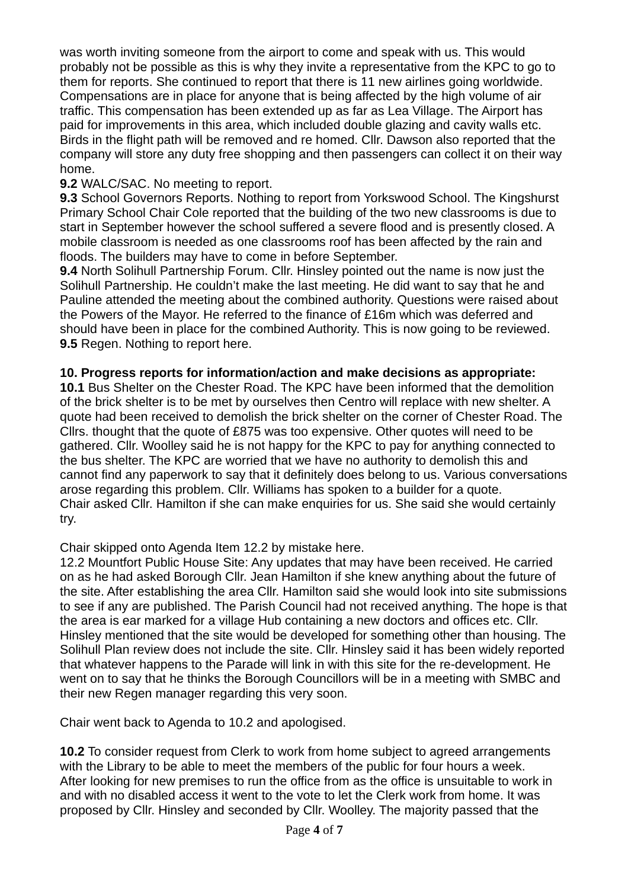was worth inviting someone from the airport to come and speak with us. This would probably not be possible as this is why they invite a representative from the KPC to go to them for reports. She continued to report that there is 11 new airlines going worldwide. Compensations are in place for anyone that is being affected by the high volume of air traffic. This compensation has been extended up as far as Lea Village. The Airport has paid for improvements in this area, which included double glazing and cavity walls etc. Birds in the flight path will be removed and re homed. Cllr. Dawson also reported that the company will store any duty free shopping and then passengers can collect it on their way home.

**9.2** WALC/SAC. No meeting to report.

**9.3** School Governors Reports. Nothing to report from Yorkswood School. The Kingshurst Primary School Chair Cole reported that the building of the two new classrooms is due to start in September however the school suffered a severe flood and is presently closed. A mobile classroom is needed as one classrooms roof has been affected by the rain and floods. The builders may have to come in before September.

**9.4** North Solihull Partnership Forum. Cllr. Hinsley pointed out the name is now just the Solihull Partnership. He couldn't make the last meeting. He did want to say that he and Pauline attended the meeting about the combined authority. Questions were raised about the Powers of the Mayor. He referred to the finance of £16m which was deferred and should have been in place for the combined Authority. This is now going to be reviewed.

**9.5** Regen. Nothing to report here.

**10. Progress reports for information/action and make decisions as appropriate:**

**10.1** Bus Shelter on the Chester Road. The KPC have been informed that the demolition of the brick shelter is to be met by ourselves then Centro will replace with new shelter. A quote had been received to demolish the brick shelter on the corner of Chester Road. The Cllrs. thought that the quote of £875 was too expensive. Other quotes will need to be gathered. Cllr. Woolley said he is not happy for the KPC to pay for anything connected to the bus shelter. The KPC are worried that we have no authority to demolish this and cannot find any paperwork to say that it definitely does belong to us. Various conversations arose regarding this problem. Cllr. Williams has spoken to a builder for a quote. Chair asked Cllr. Hamilton if she can make enquiries for us. She said she would certainly try.

Chair skipped onto Agenda Item 12.2 by mistake here.

12.2 Mountfort Public House Site: Any updates that may have been received. He carried on as he had asked Borough Cllr. Jean Hamilton if she knew anything about the future of the site. After establishing the area Cllr. Hamilton said she would look into site submissions to see if any are published. The Parish Council had not received anything. The hope is that the area is ear marked for a village Hub containing a new doctors and offices etc. Cllr. Hinsley mentioned that the site would be developed for something other than housing. The Solihull Plan review does not include the site. Cllr. Hinsley said it has been widely reported that whatever happens to the Parade will link in with this site for the re-development. He went on to say that he thinks the Borough Councillors will be in a meeting with SMBC and their new Regen manager regarding this very soon.

Chair went back to Agenda to 10.2 and apologised.

**10.2** To consider request from Clerk to work from home subject to agreed arrangements with the Library to be able to meet the members of the public for four hours a week. After looking for new premises to run the office from as the office is unsuitable to work in and with no disabled access it went to the vote to let the Clerk work from home. It was proposed by Cllr. Hinsley and seconded by Cllr. Woolley. The majority passed that the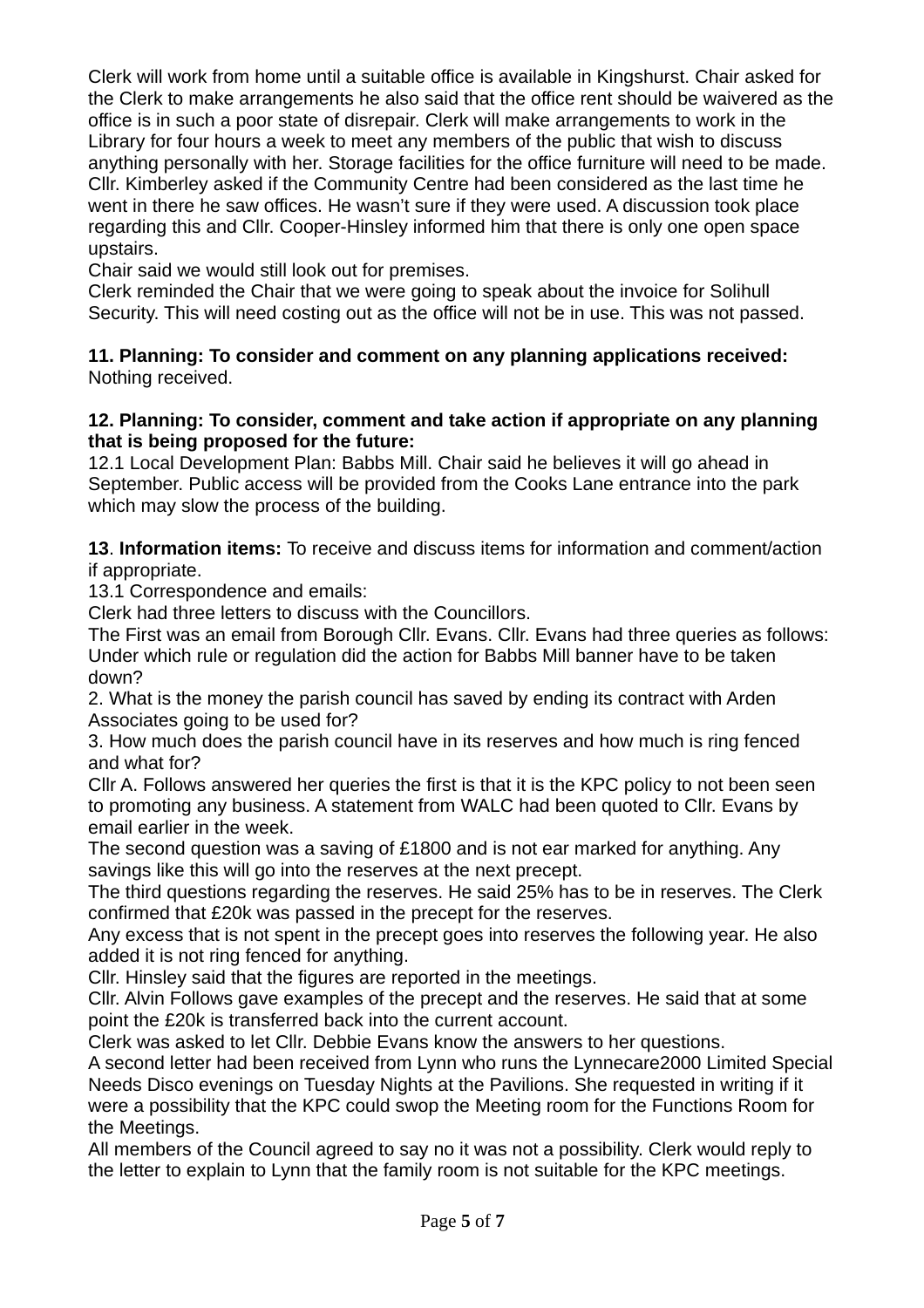Clerk will work from home until a suitable office is available in Kingshurst. Chair asked for the Clerk to make arrangements he also said that the office rent should be waivered as the office is in such a poor state of disrepair. Clerk will make arrangements to work in the Library for four hours a week to meet any members of the public that wish to discuss anything personally with her. Storage facilities for the office furniture will need to be made. Cllr. Kimberley asked if the Community Centre had been considered as the last time he went in there he saw offices. He wasn't sure if they were used. A discussion took place regarding this and Cllr. Cooper-Hinsley informed him that there is only one open space upstairs.
Chair said we would still look out for premises.
Clerk reminded the Chair that we were going to speak about the invoice for Solihull Security. This will need costing out as the office will not be in use. This was not passed.

**11. Planning: To consider and comment on any planning applications received:**
Nothing received.

**12. Planning: To consider, comment and take action if appropriate on any planning that is being proposed for the future:**
12.1 Local Development Plan: Babbs Mill. Chair said he believes it will go ahead in September. Public access will be provided from the Cooks Lane entrance into the park which may slow the process of the building.

**13**. **Information items:** To receive and discuss items for information and comment/action if appropriate.
13.1 Correspondence and emails:
Clerk had three letters to discuss with the Councillors.
The First was an email from Borough Cllr. Evans. Cllr. Evans had three queries as follows:
Under which rule or regulation did the action for Babbs Mill banner have to be taken down?
2. What is the money the parish council has saved by ending its contract with Arden Associates going to be used for?
3. How much does the parish council have in its reserves and how much is ring fenced and what for?
Cllr A. Follows answered her queries the first is that it is the KPC policy to not been seen to promoting any business. A statement from WALC had been quoted to Cllr. Evans by email earlier in the week.
The second question was a saving of £1800 and is not ear marked for anything. Any savings like this will go into the reserves at the next precept.
The third questions regarding the reserves. He said 25% has to be in reserves. The Clerk confirmed that £20k was passed in the precept for the reserves.
Any excess that is not spent in the precept goes into reserves the following year. He also added it is not ring fenced for anything.
Cllr. Hinsley said that the figures are reported in the meetings.
Cllr. Alvin Follows gave examples of the precept and the reserves. He said that at some point the £20k is transferred back into the current account.
Clerk was asked to let Cllr. Debbie Evans know the answers to her questions.
A second letter had been received from Lynn who runs the Lynnecare2000 Limited Special Needs Disco evenings on Tuesday Nights at the Pavilions. She requested in writing if it were a possibility that the KPC could swop the Meeting room for the Functions Room for the Meetings.
All members of the Council agreed to say no it was not a possibility. Clerk would reply to the letter to explain to Lynn that the family room is not suitable for the KPC meetings.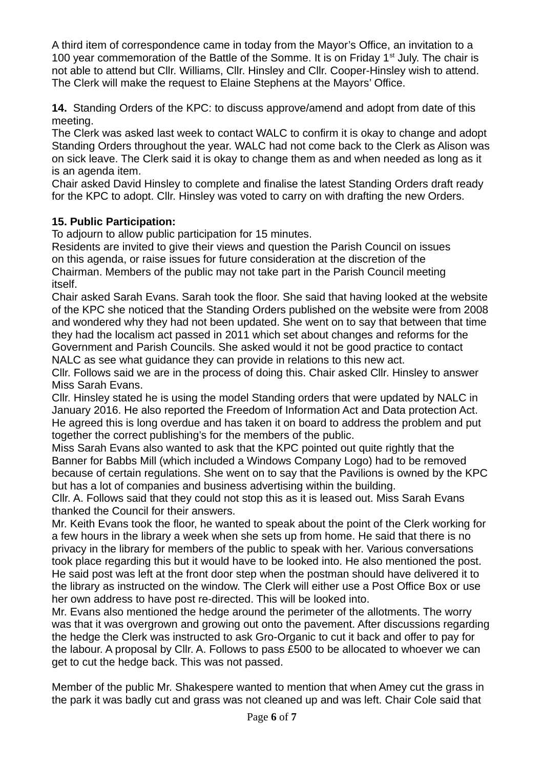A third item of correspondence came in today from the Mayor's Office, an invitation to a 100 year commemoration of the Battle of the Somme. It is on Friday 1st July. The chair is not able to attend but Cllr. Williams, Cllr. Hinsley and Cllr. Cooper-Hinsley wish to attend. The Clerk will make the request to Elaine Stephens at the Mayors' Office.

**14.** Standing Orders of the KPC: to discuss approve/amend and adopt from date of this meeting.
The Clerk was asked last week to contact WALC to confirm it is okay to change and adopt Standing Orders throughout the year. WALC had not come back to the Clerk as Alison was on sick leave. The Clerk said it is okay to change them as and when needed as long as it is an agenda item.
Chair asked David Hinsley to complete and finalise the latest Standing Orders draft ready for the KPC to adopt. Cllr. Hinsley was voted to carry on with drafting the new Orders.

**15. Public Participation:**
To adjourn to allow public participation for 15 minutes.
Residents are invited to give their views and question the Parish Council on issues on this agenda, or raise issues for future consideration at the discretion of the Chairman. Members of the public may not take part in the Parish Council meeting itself.
Chair asked Sarah Evans. Sarah took the floor. She said that having looked at the website of the KPC she noticed that the Standing Orders published on the website were from 2008 and wondered why they had not been updated. She went on to say that between that time they had the localism act passed in 2011 which set about changes and reforms for the Government and Parish Councils. She asked would it not be good practice to contact NALC as see what guidance they can provide in relations to this new act.
Cllr. Follows said we are in the process of doing this. Chair asked Cllr. Hinsley to answer Miss Sarah Evans.
Cllr. Hinsley stated he is using the model Standing orders that were updated by NALC in January 2016. He also reported the Freedom of Information Act and Data protection Act. He agreed this is long overdue and has taken it on board to address the problem and put together the correct publishing's for the members of the public.
Miss Sarah Evans also wanted to ask that the KPC pointed out quite rightly that the Banner for Babbs Mill (which included a Windows Company Logo) had to be removed because of certain regulations. She went on to say that the Pavilions is owned by the KPC but has a lot of companies and business advertising within the building.
Cllr. A. Follows said that they could not stop this as it is leased out. Miss Sarah Evans thanked the Council for their answers.
Mr. Keith Evans took the floor, he wanted to speak about the point of the Clerk working for a few hours in the library a week when she sets up from home. He said that there is no privacy in the library for members of the public to speak with her. Various conversations took place regarding this but it would have to be looked into. He also mentioned the post. He said post was left at the front door step when the postman should have delivered it to the library as instructed on the window. The Clerk will either use a Post Office Box or use her own address to have post re-directed. This will be looked into.
Mr. Evans also mentioned the hedge around the perimeter of the allotments. The worry was that it was overgrown and growing out onto the pavement. After discussions regarding the hedge the Clerk was instructed to ask Gro-Organic to cut it back and offer to pay for the labour. A proposal by Cllr. A. Follows to pass £500 to be allocated to whoever we can get to cut the hedge back. This was not passed.

Member of the public Mr. Shakespere wanted to mention that when Amey cut the grass in the park it was badly cut and grass was not cleaned up and was left. Chair Cole said that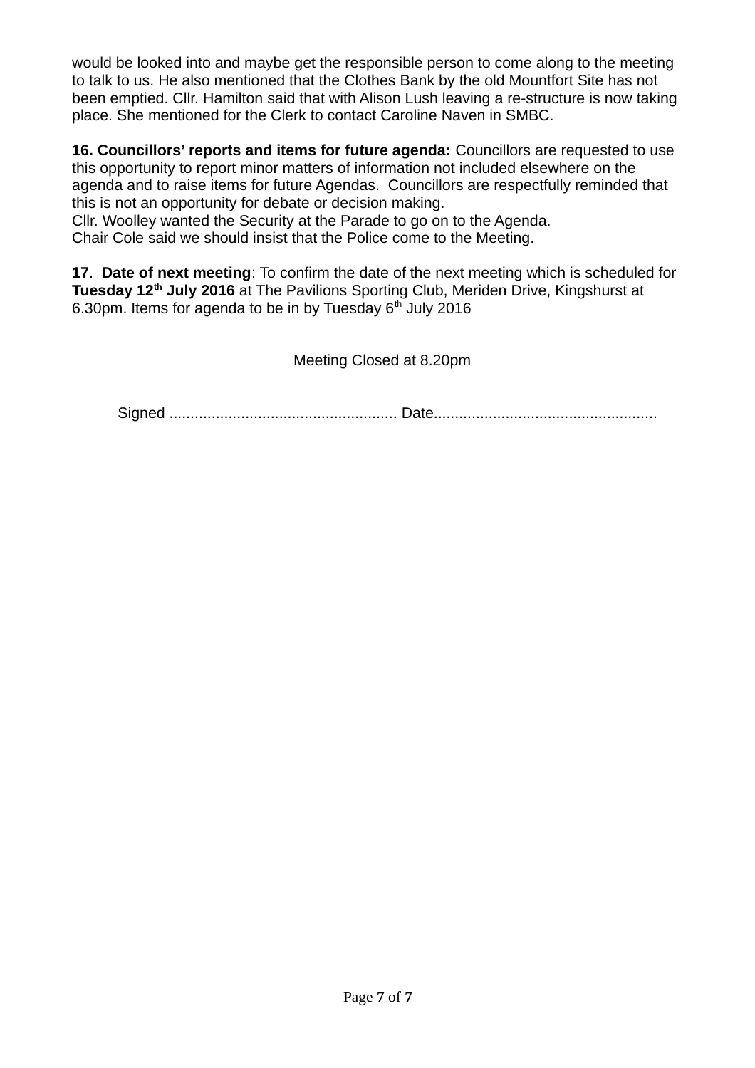would be looked into and maybe get the responsible person to come along to the meeting to talk to us. He also mentioned that the Clothes Bank by the old Mountfort Site has not been emptied. Cllr. Hamilton said that with Alison Lush leaving a re-structure is now taking place. She mentioned for the Clerk to contact Caroline Naven in SMBC.

**16. Councillors' reports and items for future agenda:** Councillors are requested to use this opportunity to report minor matters of information not included elsewhere on the agenda and to raise items for future Agendas. Councillors are respectfully reminded that this is not an opportunity for debate or decision making.
Cllr. Woolley wanted the Security at the Parade to go on to the Agenda.
Chair Cole said we should insist that the Police come to the Meeting.

**17**. **Date of next meeting**: To confirm the date of the next meeting which is scheduled for **Tuesday 12th July 2016** at The Pavilions Sporting Club, Meriden Drive, Kingshurst at 6.30pm. Items for agenda to be in by Tuesday 6th July 2016

Meeting Closed at 8.20pm

Signed ..................................................... Date....................................................